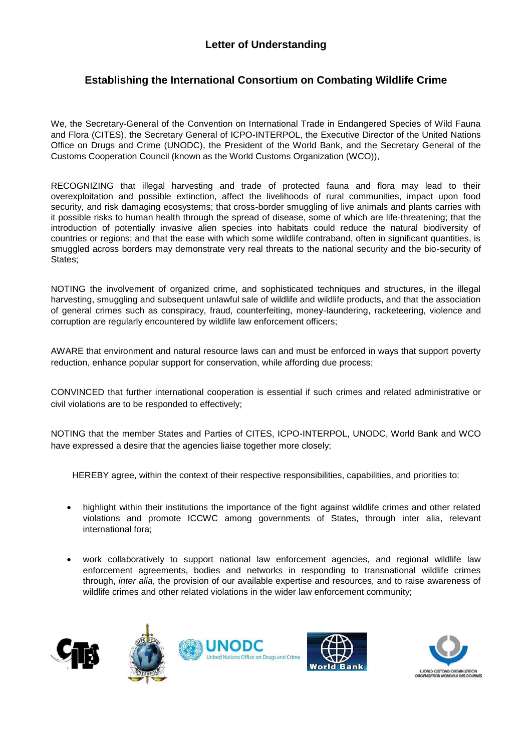# Letter of Understanding

## Establishing the International Consortium on Combating Wildlife Crime

We, the Secretary-General of the Convention on International Trade in Endangered Species of Wild Fauna and Flora (CITES), the Secretary General of ICPO-INTERPOL, the Executive Director of the United Nations Office on Drugs and Crime (UNODC), the President of the World Bank, and the Secretary General of the Customs Cooperation Council (known as the World Customs Organization (WCO)),

RECOGNIZING that illegal harvesting and trade of protected fauna and flora may lead to their overexploitation and possible extinction, affect the livelihoods of rural communities, impact upon food security, and risk damaging ecosystems; that cross-border smuggling of live animals and plants carries with it possible risks to human health through the spread of disease, some of which are life-threatening; that the introduction of potentially invasive alien species into habitats could reduce the natural biodiversity of countries or regions; and that the ease with which some wildlife contraband, often in significant quantities, is smuggled across borders may demonstrate very real threats to the national security and the bio-security of States;

NOTING the involvement of organized crime, and sophisticated techniques and structures, in the illegal harvesting, smuggling and subsequent unlawful sale of wildlife and wildlife products, and that the association of general crimes such as conspiracy, fraud, counterfeiting, money-laundering, racketeering, violence and corruption are regularly encountered by wildlife law enforcement officers;

AWARE that environment and natural resource laws can and must be enforced in ways that support poverty reduction, enhance popular support for conservation, while affording due process;

CONVINCED that further international cooperation is essential if such crimes and related administrative or civil violations are to be responded to effectively;

NOTING that the member States and Parties of CITES, ICPO-INTERPOL, UNODC, World Bank and WCO have expressed a desire that the agencies liaise together more closely;

HEREBY agree, within the context of their respective responsibilities, capabilities, and priorities to:

- highlight within their institutions the importance of the fight against wildlife crimes and other related violations and promote ICCWC among governments of States, through inter alia, relevant international fora;
- work collaboratively to support national law enforcement agencies, and regional wildlife law enforcement agreements, bodies and networks in responding to transnational wildlife crimes through, *inter alia*, the provision of our available expertise and resources, and to raise awareness of wildlife crimes and other related violations in the wider law enforcement community;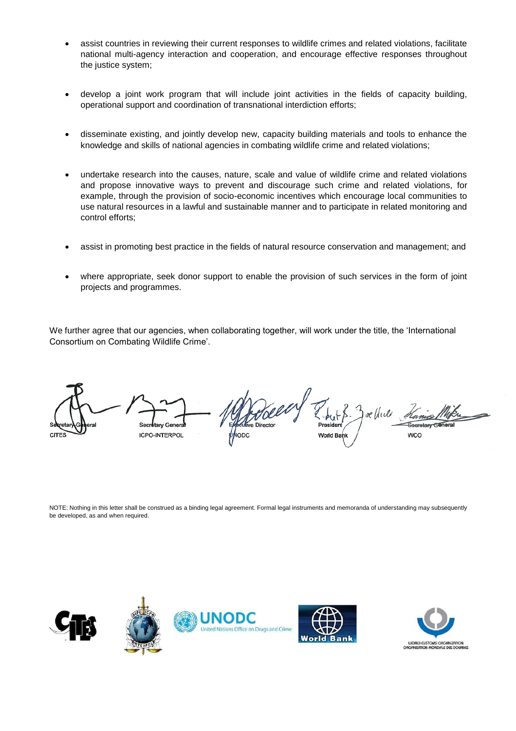- assist countries in reviewing their current responses to wildlife crimes and related violations, facilitate national multi-agency interaction and cooperation, and encourage effective responses throughout the justice system;

- develop a joint work program that will include joint activities in the fields of capacity building, operational support and coordination of transnational interdiction efforts;

- disseminate existing, and jointly develop new, capacity building materials and tools to enhance the knowledge and skills of national agencies in combating wildlife crime and related violations;

- undertake research into the causes, nature, scale and value of wildlife crime and related violations and propose innovative ways to prevent and discourage such crime and related violations, for example, through the provision of socio-economic incentives which encourage local communities to use natural resources in a lawful and sustainable manner and to participate in related monitoring and control efforts;

- assist in promoting best practice in the fields of natural resource conservation and management; and

- where appropriate, seek donor support to enable the provision of such services in the form of joint projects and programmes.

We further agree that our agencies, when collaborating together, will work under the title, the 'International Consortium on Combating Wildlife Crime'.

| | | | | |
|---|---|---|---|---|
| Secretary General | Secretary General | Executive Director | President | Secretary General |
| CITES | ICPO-INTERPOL | UNODC | World Bank | WCO |

NOTE: Nothing in this letter shall be construed as a binding legal agreement. Formal legal instruments and memoranda of understanding may subsequently be developed, as and when required.

UNODC United Nations Office on Drugs and Crime

World Bank

WORLD CUSTOMS ORGANIZATION
ORGANISATION MONDIALE DES DOUANES